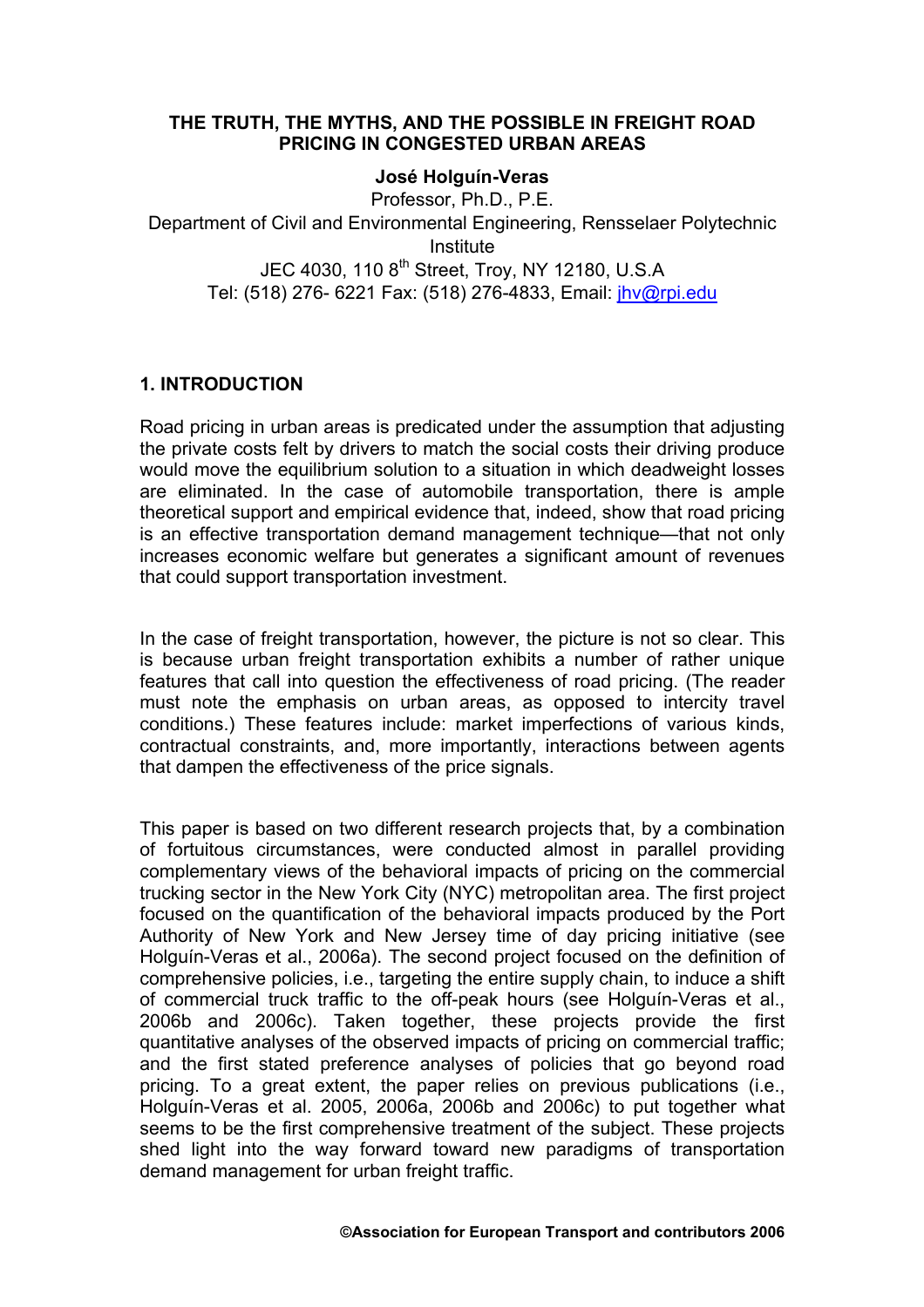# THE TRUTH, THE MYTHS, AND THE POSSIBLE IN FREIGHT ROAD PRICING IN CONGESTED URBAN AREAS

**José Holguín-Veras**

Professor, Ph.D., P.E.
Department of Civil and Environmental Engineering, Rensselaer Polytechnic Institute
JEC 4030, 110 8th Street, Troy, NY 12180, U.S.A
Tel: (518) 276- 6221 Fax: (518) 276-4833, Email: jhv@rpi.edu

## 1. INTRODUCTION

Road pricing in urban areas is predicated under the assumption that adjusting the private costs felt by drivers to match the social costs their driving produce would move the equilibrium solution to a situation in which deadweight losses are eliminated. In the case of automobile transportation, there is ample theoretical support and empirical evidence that, indeed, show that road pricing is an effective transportation demand management technique—that not only increases economic welfare but generates a significant amount of revenues that could support transportation investment.

In the case of freight transportation, however, the picture is not so clear. This is because urban freight transportation exhibits a number of rather unique features that call into question the effectiveness of road pricing. (The reader must note the emphasis on urban areas, as opposed to intercity travel conditions.) These features include: market imperfections of various kinds, contractual constraints, and, more importantly, interactions between agents that dampen the effectiveness of the price signals.

This paper is based on two different research projects that, by a combination of fortuitous circumstances, were conducted almost in parallel providing complementary views of the behavioral impacts of pricing on the commercial trucking sector in the New York City (NYC) metropolitan area. The first project focused on the quantification of the behavioral impacts produced by the Port Authority of New York and New Jersey time of day pricing initiative (see Holguín-Veras et al., 2006a). The second project focused on the definition of comprehensive policies, i.e., targeting the entire supply chain, to induce a shift of commercial truck traffic to the off-peak hours (see Holguín-Veras et al., 2006b and 2006c). Taken together, these projects provide the first quantitative analyses of the observed impacts of pricing on commercial traffic; and the first stated preference analyses of policies that go beyond road pricing. To a great extent, the paper relies on previous publications (i.e., Holguín-Veras et al. 2005, 2006a, 2006b and 2006c) to put together what seems to be the first comprehensive treatment of the subject. These projects shed light into the way forward toward new paradigms of transportation demand management for urban freight traffic.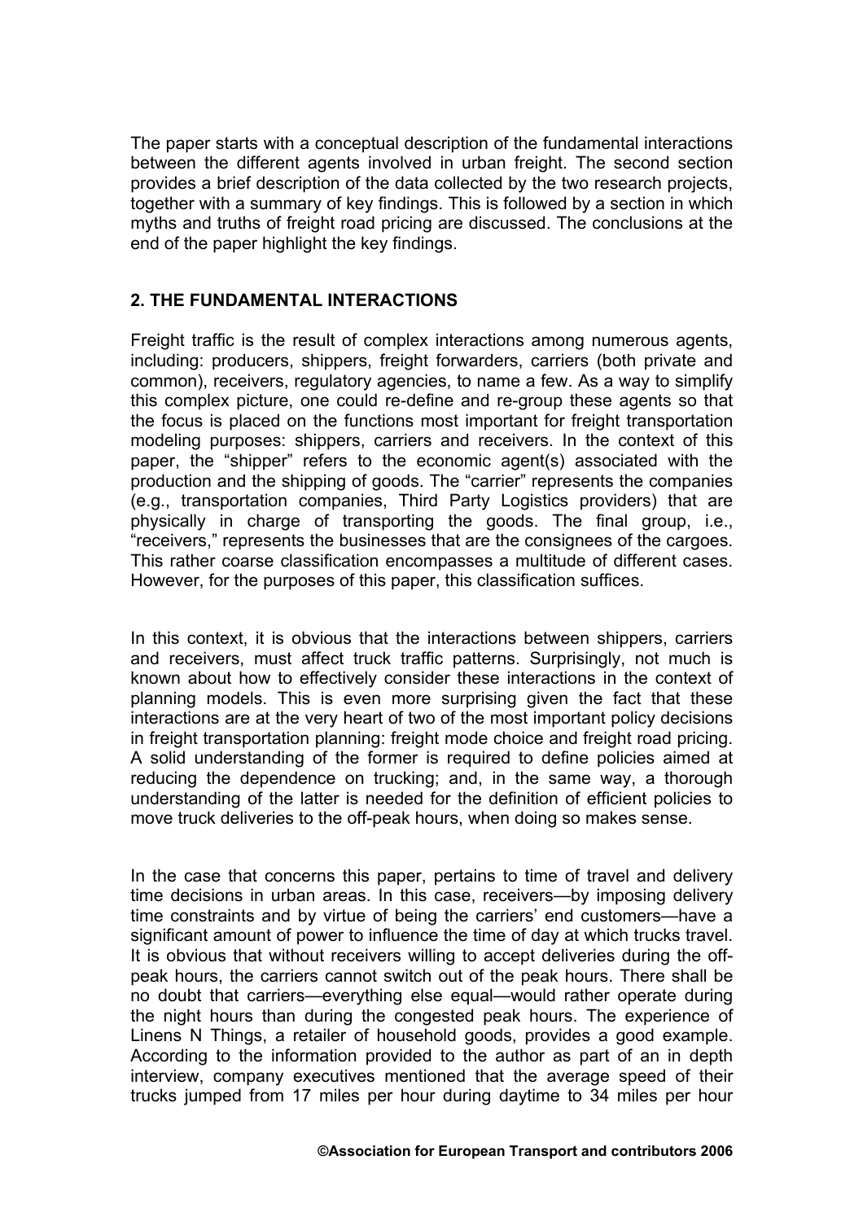The paper starts with a conceptual description of the fundamental interactions between the different agents involved in urban freight. The second section provides a brief description of the data collected by the two research projects, together with a summary of key findings. This is followed by a section in which myths and truths of freight road pricing are discussed. The conclusions at the end of the paper highlight the key findings.

## 2. THE FUNDAMENTAL INTERACTIONS

Freight traffic is the result of complex interactions among numerous agents, including: producers, shippers, freight forwarders, carriers (both private and common), receivers, regulatory agencies, to name a few. As a way to simplify this complex picture, one could re-define and re-group these agents so that the focus is placed on the functions most important for freight transportation modeling purposes: shippers, carriers and receivers. In the context of this paper, the "shipper" refers to the economic agent(s) associated with the production and the shipping of goods. The "carrier" represents the companies (e.g., transportation companies, Third Party Logistics providers) that are physically in charge of transporting the goods. The final group, i.e., "receivers," represents the businesses that are the consignees of the cargoes. This rather coarse classification encompasses a multitude of different cases. However, for the purposes of this paper, this classification suffices.

In this context, it is obvious that the interactions between shippers, carriers and receivers, must affect truck traffic patterns. Surprisingly, not much is known about how to effectively consider these interactions in the context of planning models. This is even more surprising given the fact that these interactions are at the very heart of two of the most important policy decisions in freight transportation planning: freight mode choice and freight road pricing. A solid understanding of the former is required to define policies aimed at reducing the dependence on trucking; and, in the same way, a thorough understanding of the latter is needed for the definition of efficient policies to move truck deliveries to the off-peak hours, when doing so makes sense.

In the case that concerns this paper, pertains to time of travel and delivery time decisions in urban areas. In this case, receivers—by imposing delivery time constraints and by virtue of being the carriers' end customers—have a significant amount of power to influence the time of day at which trucks travel. It is obvious that without receivers willing to accept deliveries during the off-peak hours, the carriers cannot switch out of the peak hours. There shall be no doubt that carriers—everything else equal—would rather operate during the night hours than during the congested peak hours. The experience of Linens N Things, a retailer of household goods, provides a good example. According to the information provided to the author as part of an in depth interview, company executives mentioned that the average speed of their trucks jumped from 17 miles per hour during daytime to 34 miles per hour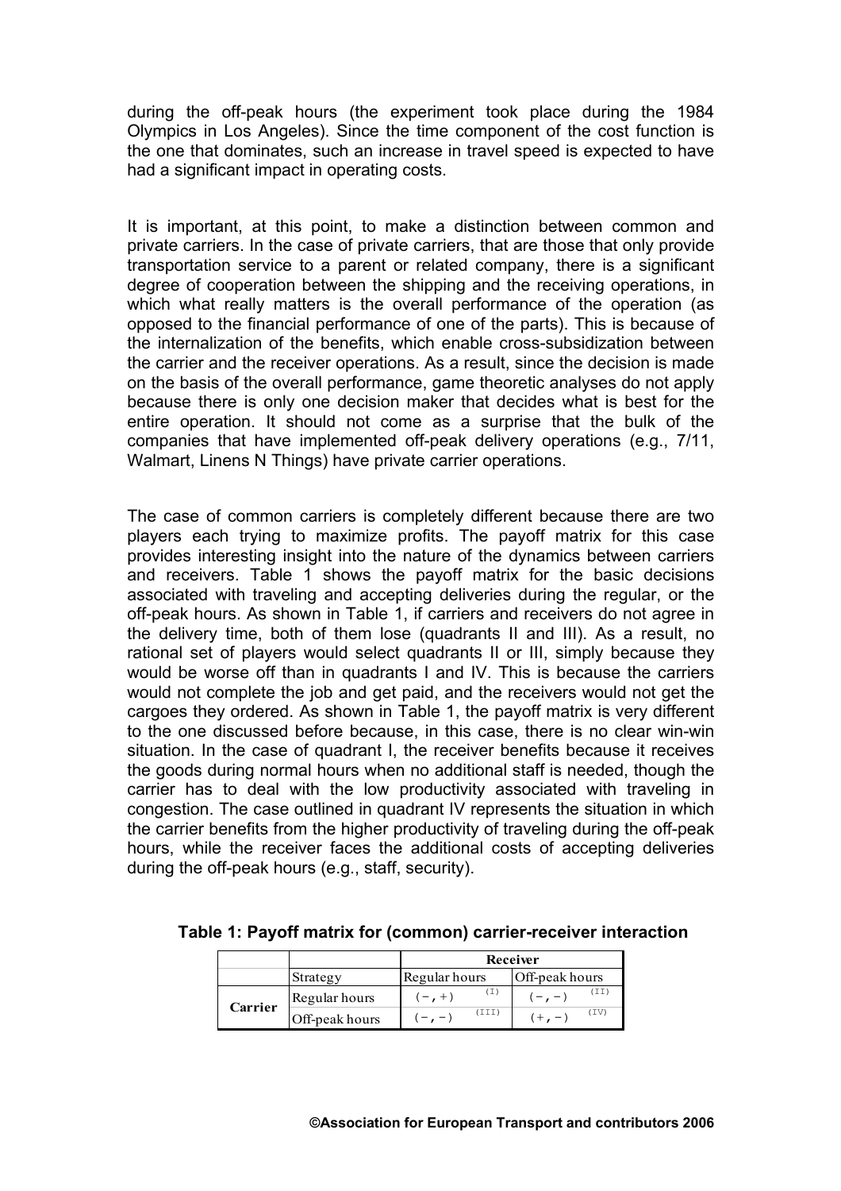during the off-peak hours (the experiment took place during the 1984 Olympics in Los Angeles). Since the time component of the cost function is the one that dominates, such an increase in travel speed is expected to have had a significant impact in operating costs.

It is important, at this point, to make a distinction between common and private carriers. In the case of private carriers, that are those that only provide transportation service to a parent or related company, there is a significant degree of cooperation between the shipping and the receiving operations, in which what really matters is the overall performance of the operation (as opposed to the financial performance of one of the parts). This is because of the internalization of the benefits, which enable cross-subsidization between the carrier and the receiver operations. As a result, since the decision is made on the basis of the overall performance, game theoretic analyses do not apply because there is only one decision maker that decides what is best for the entire operation. It should not come as a surprise that the bulk of the companies that have implemented off-peak delivery operations (e.g., 7/11, Walmart, Linens N Things) have private carrier operations.

The case of common carriers is completely different because there are two players each trying to maximize profits. The payoff matrix for this case provides interesting insight into the nature of the dynamics between carriers and receivers. Table 1 shows the payoff matrix for the basic decisions associated with traveling and accepting deliveries during the regular, or the off-peak hours. As shown in Table 1, if carriers and receivers do not agree in the delivery time, both of them lose (quadrants II and III). As a result, no rational set of players would select quadrants II or III, simply because they would be worse off than in quadrants I and IV. This is because the carriers would not complete the job and get paid, and the receivers would not get the cargoes they ordered. As shown in Table 1, the payoff matrix is very different to the one discussed before because, in this case, there is no clear win-win situation. In the case of quadrant I, the receiver benefits because it receives the goods during normal hours when no additional staff is needed, though the carrier has to deal with the low productivity associated with traveling in congestion. The case outlined in quadrant IV represents the situation in which the carrier benefits from the higher productivity of traveling during the off-peak hours, while the receiver faces the additional costs of accepting deliveries during the off-peak hours (e.g., staff, security).

**Table 1: Payoff matrix for (common) carrier-receiver interaction**

| | | **Receiver** | |
|---|---|---|---|
| | Strategy | Regular hours | Off-peak hours |
| **Carrier** | Regular hours | (−, +) (I) | (−, −) (II) |
| | Off-peak hours | (−, −) (III) | (+, −) (IV) |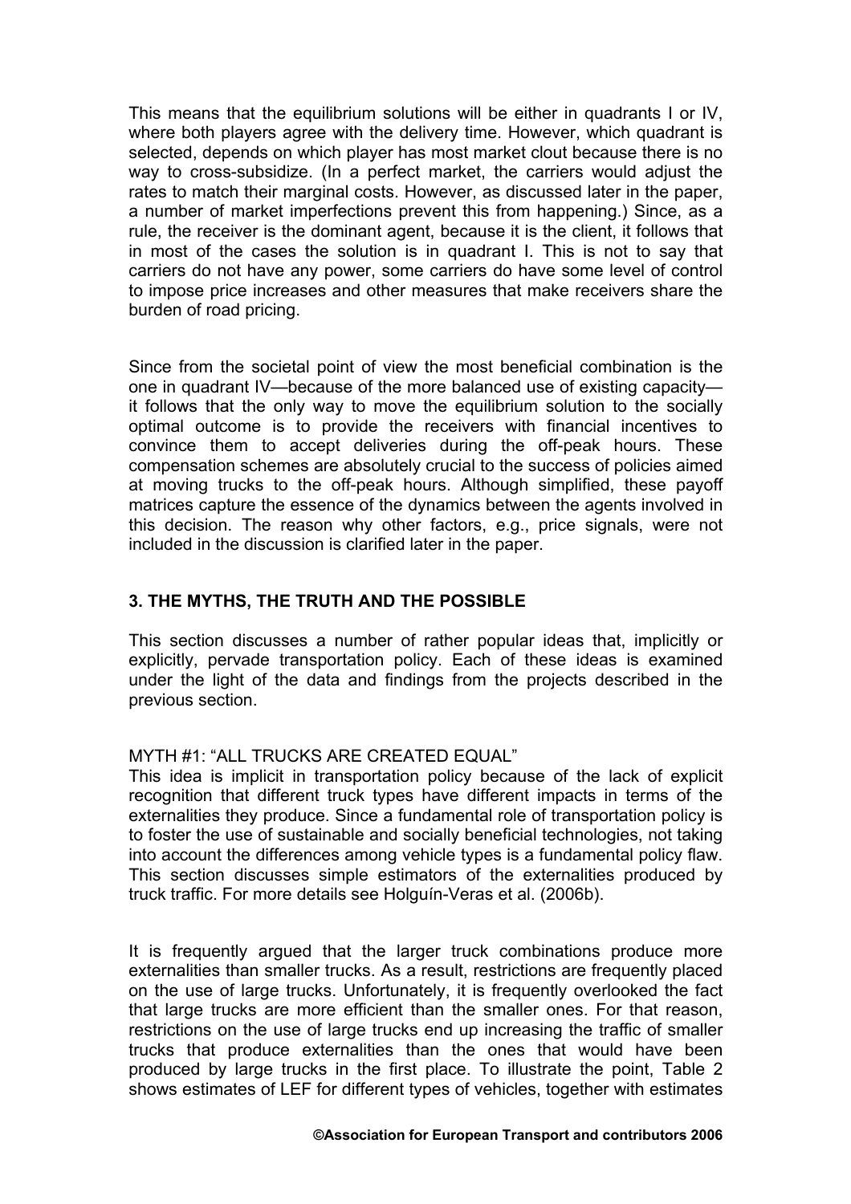This means that the equilibrium solutions will be either in quadrants I or IV, where both players agree with the delivery time. However, which quadrant is selected, depends on which player has most market clout because there is no way to cross-subsidize. (In a perfect market, the carriers would adjust the rates to match their marginal costs. However, as discussed later in the paper, a number of market imperfections prevent this from happening.) Since, as a rule, the receiver is the dominant agent, because it is the client, it follows that in most of the cases the solution is in quadrant I. This is not to say that carriers do not have any power, some carriers do have some level of control to impose price increases and other measures that make receivers share the burden of road pricing.

Since from the societal point of view the most beneficial combination is the one in quadrant IV—because of the more balanced use of existing capacity—it follows that the only way to move the equilibrium solution to the socially optimal outcome is to provide the receivers with financial incentives to convince them to accept deliveries during the off-peak hours. These compensation schemes are absolutely crucial to the success of policies aimed at moving trucks to the off-peak hours. Although simplified, these payoff matrices capture the essence of the dynamics between the agents involved in this decision. The reason why other factors, e.g., price signals, were not included in the discussion is clarified later in the paper.

## 3. THE MYTHS, THE TRUTH AND THE POSSIBLE

This section discusses a number of rather popular ideas that, implicitly or explicitly, pervade transportation policy. Each of these ideas is examined under the light of the data and findings from the projects described in the previous section.

### MYTH #1: "ALL TRUCKS ARE CREATED EQUAL"

This idea is implicit in transportation policy because of the lack of explicit recognition that different truck types have different impacts in terms of the externalities they produce. Since a fundamental role of transportation policy is to foster the use of sustainable and socially beneficial technologies, not taking into account the differences among vehicle types is a fundamental policy flaw. This section discusses simple estimators of the externalities produced by truck traffic. For more details see Holguín-Veras et al. (2006b).

It is frequently argued that the larger truck combinations produce more externalities than smaller trucks. As a result, restrictions are frequently placed on the use of large trucks. Unfortunately, it is frequently overlooked the fact that large trucks are more efficient than the smaller ones. For that reason, restrictions on the use of large trucks end up increasing the traffic of smaller trucks that produce externalities than the ones that would have been produced by large trucks in the first place. To illustrate the point, Table 2 shows estimates of LEF for different types of vehicles, together with estimates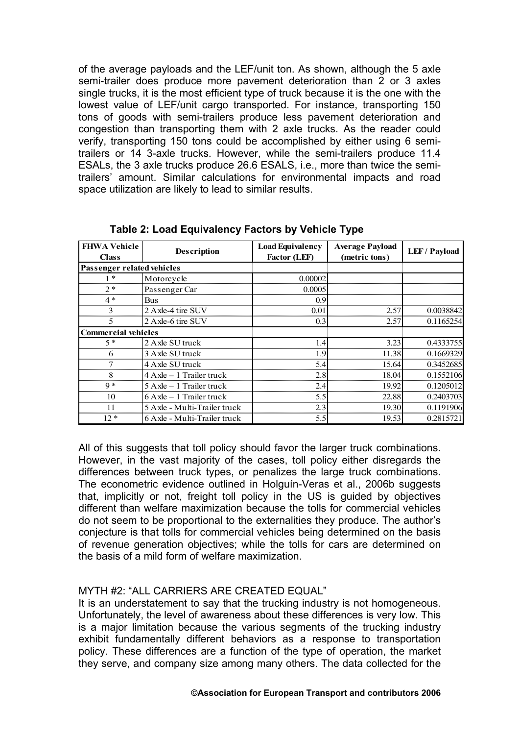of the average payloads and the LEF/unit ton. As shown, although the 5 axle semi-trailer does produce more pavement deterioration than 2 or 3 axles single trucks, it is the most efficient type of truck because it is the one with the lowest value of LEF/unit cargo transported. For instance, transporting 150 tons of goods with semi-trailers produce less pavement deterioration and congestion than transporting them with 2 axle trucks. As the reader could verify, transporting 150 tons could be accomplished by either using 6 semi-trailers or 14 3-axle trucks. However, while the semi-trailers produce 11.4 ESALs, the 3 axle trucks produce 26.6 ESALS, i.e., more than twice the semi-trailers' amount. Similar calculations for environmental impacts and road space utilization are likely to lead to similar results.

**Table 2: Load Equivalency Factors by Vehicle Type**

| FHWA Vehicle Class | Description | Load Equivalency Factor (LEF) | Average Payload (metric tons) | LEF / Payload |
|---|---|---|---|---|
| **Passenger related vehicles** | | | | |
| 1 * | Motorcycle | 0.00002 | | |
| 2 * | Passenger Car | 0.0005 | | |
| 4 * | Bus | 0.9 | | |
| 3 | 2 Axle-4 tire SUV | 0.01 | 2.57 | 0.0038842 |
| 5 | 2 Axle-6 tire SUV | 0.3 | 2.57 | 0.1165254 |
| **Commercial vehicles** | | | | |
| 5 * | 2 Axle SU truck | 1.4 | 3.23 | 0.4333755 |
| 6 | 3 Axle SU truck | 1.9 | 11.38 | 0.1669329 |
| 7 | 4 Axle SU truck | 5.4 | 15.64 | 0.3452685 |
| 8 | 4 Axle – 1 Trailer truck | 2.8 | 18.04 | 0.1552106 |
| 9 * | 5 Axle – 1 Trailer truck | 2.4 | 19.92 | 0.1205012 |
| 10 | 6 Axle – 1 Trailer truck | 5.5 | 22.88 | 0.2403703 |
| 11 | 5 Axle - Multi-Trailer truck | 2.3 | 19.30 | 0.1191906 |
| 12 * | 6 Axle - Multi-Trailer truck | 5.5 | 19.53 | 0.2815721 |

All of this suggests that toll policy should favor the larger truck combinations. However, in the vast majority of the cases, toll policy either disregards the differences between truck types, or penalizes the large truck combinations. The econometric evidence outlined in Holguín-Veras et al., 2006b suggests that, implicitly or not, freight toll policy in the US is guided by objectives different than welfare maximization because the tolls for commercial vehicles do not seem to be proportional to the externalities they produce. The author's conjecture is that tolls for commercial vehicles being determined on the basis of revenue generation objectives; while the tolls for cars are determined on the basis of a mild form of welfare maximization.

MYTH #2: "ALL CARRIERS ARE CREATED EQUAL"

It is an understatement to say that the trucking industry is not homogeneous. Unfortunately, the level of awareness about these differences is very low. This is a major limitation because the various segments of the trucking industry exhibit fundamentally different behaviors as a response to transportation policy. These differences are a function of the type of operation, the market they serve, and company size among many others. The data collected for the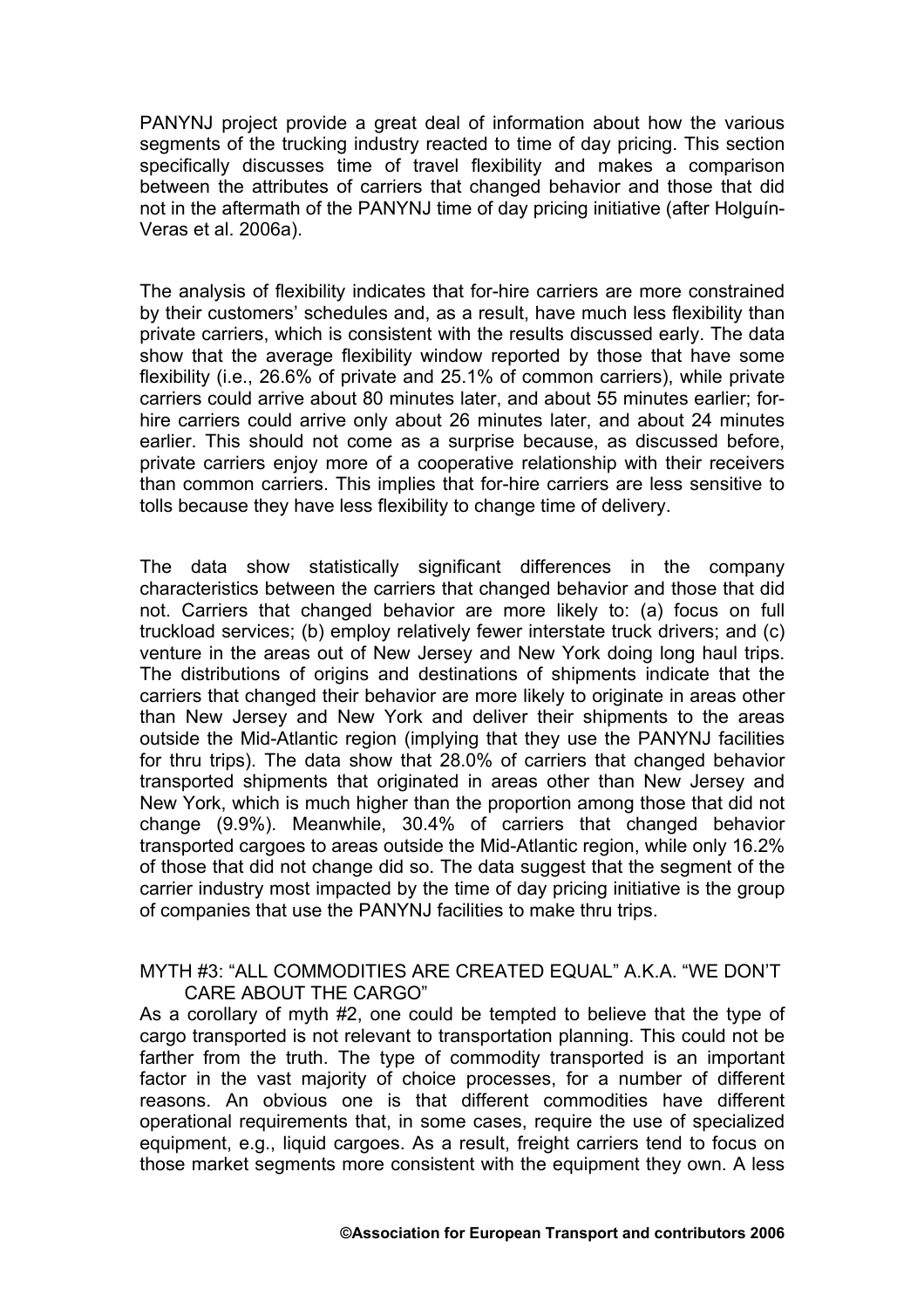PANYNJ project provide a great deal of information about how the various segments of the trucking industry reacted to time of day pricing. This section specifically discusses time of travel flexibility and makes a comparison between the attributes of carriers that changed behavior and those that did not in the aftermath of the PANYNJ time of day pricing initiative (after Holguín-Veras et al. 2006a).

The analysis of flexibility indicates that for-hire carriers are more constrained by their customers' schedules and, as a result, have much less flexibility than private carriers, which is consistent with the results discussed early. The data show that the average flexibility window reported by those that have some flexibility (i.e., 26.6% of private and 25.1% of common carriers), while private carriers could arrive about 80 minutes later, and about 55 minutes earlier; for-hire carriers could arrive only about 26 minutes later, and about 24 minutes earlier. This should not come as a surprise because, as discussed before, private carriers enjoy more of a cooperative relationship with their receivers than common carriers. This implies that for-hire carriers are less sensitive to tolls because they have less flexibility to change time of delivery.

The data show statistically significant differences in the company characteristics between the carriers that changed behavior and those that did not. Carriers that changed behavior are more likely to: (a) focus on full truckload services; (b) employ relatively fewer interstate truck drivers; and (c) venture in the areas out of New Jersey and New York doing long haul trips. The distributions of origins and destinations of shipments indicate that the carriers that changed their behavior are more likely to originate in areas other than New Jersey and New York and deliver their shipments to the areas outside the Mid-Atlantic region (implying that they use the PANYNJ facilities for thru trips). The data show that 28.0% of carriers that changed behavior transported shipments that originated in areas other than New Jersey and New York, which is much higher than the proportion among those that did not change (9.9%). Meanwhile, 30.4% of carriers that changed behavior transported cargoes to areas outside the Mid-Atlantic region, while only 16.2% of those that did not change did so. The data suggest that the segment of the carrier industry most impacted by the time of day pricing initiative is the group of companies that use the PANYNJ facilities to make thru trips.

## MYTH #3: "ALL COMMODITIES ARE CREATED EQUAL" A.K.A. "WE DON'T CARE ABOUT THE CARGO"

As a corollary of myth #2, one could be tempted to believe that the type of cargo transported is not relevant to transportation planning. This could not be farther from the truth. The type of commodity transported is an important factor in the vast majority of choice processes, for a number of different reasons. An obvious one is that different commodities have different operational requirements that, in some cases, require the use of specialized equipment, e.g., liquid cargoes. As a result, freight carriers tend to focus on those market segments more consistent with the equipment they own. A less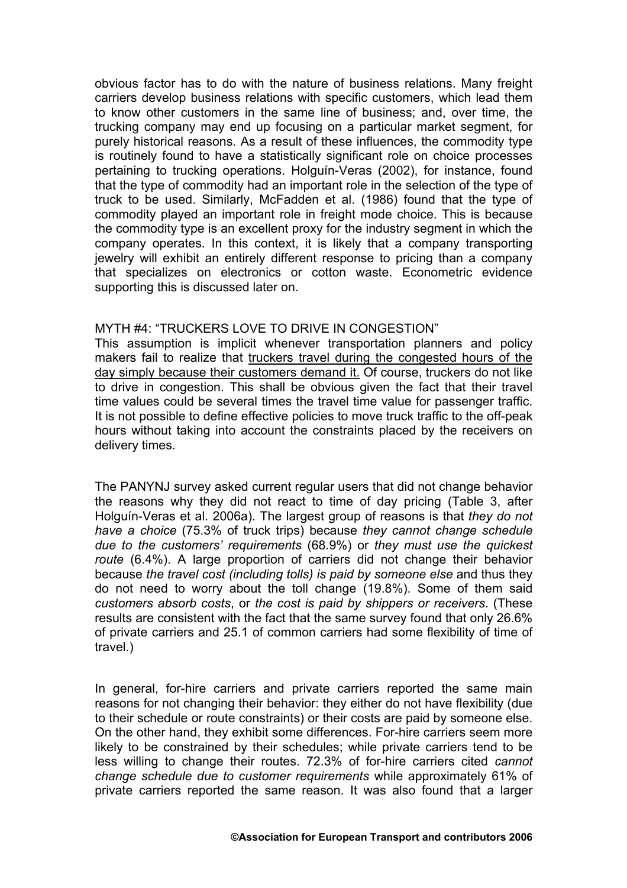obvious factor has to do with the nature of business relations. Many freight carriers develop business relations with specific customers, which lead them to know other customers in the same line of business; and, over time, the trucking company may end up focusing on a particular market segment, for purely historical reasons. As a result of these influences, the commodity type is routinely found to have a statistically significant role on choice processes pertaining to trucking operations. Holguín-Veras (2002), for instance, found that the type of commodity had an important role in the selection of the type of truck to be used. Similarly, McFadden et al. (1986) found that the type of commodity played an important role in freight mode choice. This is because the commodity type is an excellent proxy for the industry segment in which the company operates. In this context, it is likely that a company transporting jewelry will exhibit an entirely different response to pricing than a company that specializes on electronics or cotton waste. Econometric evidence supporting this is discussed later on.

## MYTH #4: "TRUCKERS LOVE TO DRIVE IN CONGESTION"

This assumption is implicit whenever transportation planners and policy makers fail to realize that <u>truckers travel during the congested hours of the day simply because their customers demand it.</u> Of course, truckers do not like to drive in congestion. This shall be obvious given the fact that their travel time values could be several times the travel time value for passenger traffic. It is not possible to define effective policies to move truck traffic to the off-peak hours without taking into account the constraints placed by the receivers on delivery times.

The PANYNJ survey asked current regular users that did not change behavior the reasons why they did not react to time of day pricing (Table 3, after Holguín-Veras et al. 2006a). The largest group of reasons is that *they do not have a choice* (75.3% of truck trips) because *they cannot change schedule due to the customers' requirements* (68.9%) or *they must use the quickest route* (6.4%). A large proportion of carriers did not change their behavior because *the travel cost (including tolls) is paid by someone else* and thus they do not need to worry about the toll change (19.8%). Some of them said *customers absorb costs*, or *the cost is paid by shippers or receivers*. (These results are consistent with the fact that the same survey found that only 26.6% of private carriers and 25.1 of common carriers had some flexibility of time of travel.)

In general, for-hire carriers and private carriers reported the same main reasons for not changing their behavior: they either do not have flexibility (due to their schedule or route constraints) or their costs are paid by someone else. On the other hand, they exhibit some differences. For-hire carriers seem more likely to be constrained by their schedules; while private carriers tend to be less willing to change their routes. 72.3% of for-hire carriers cited *cannot change schedule due to customer requirements* while approximately 61% of private carriers reported the same reason. It was also found that a larger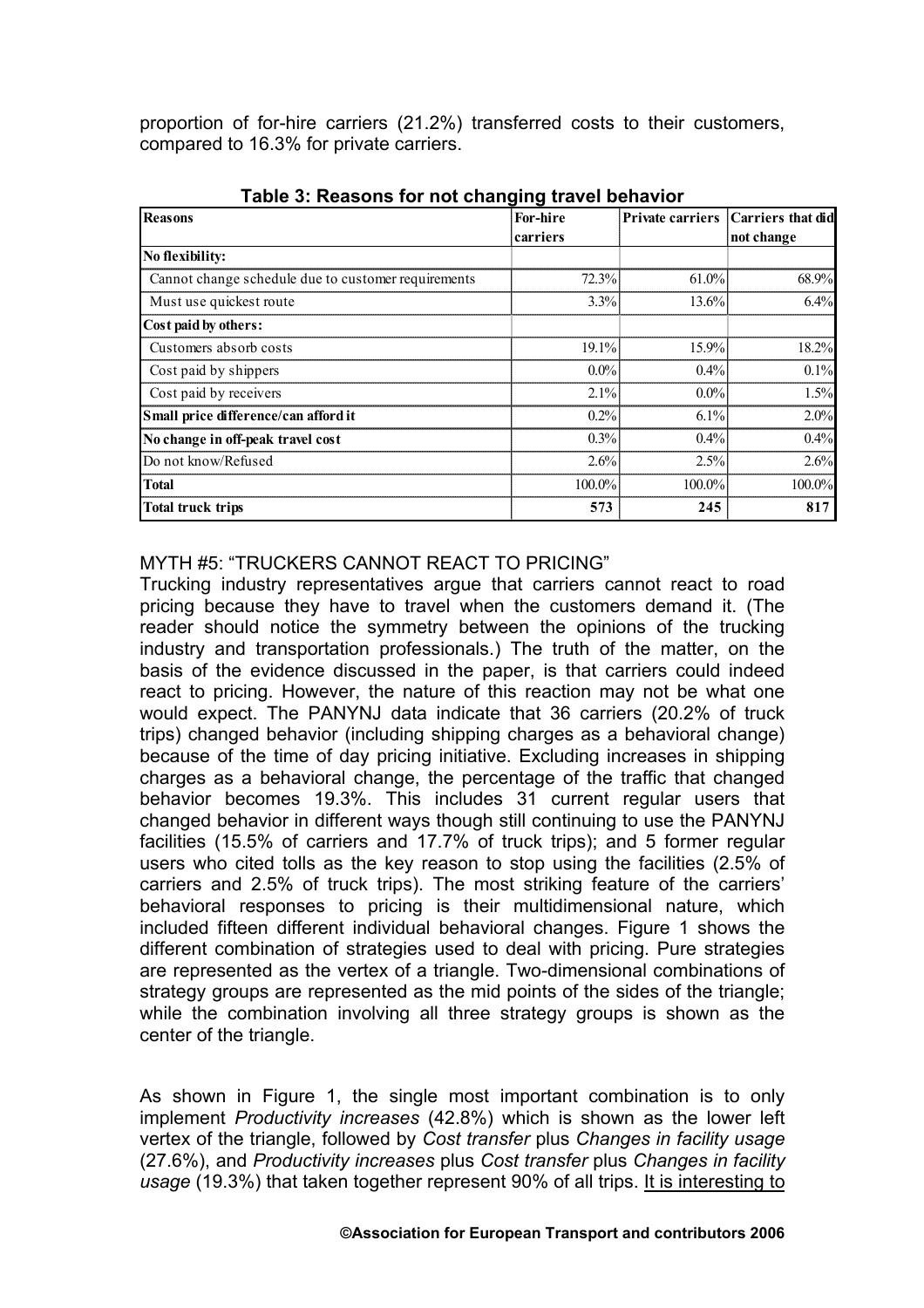proportion of for-hire carriers (21.2%) transferred costs to their customers, compared to 16.3% for private carriers.

**Table 3: Reasons for not changing travel behavior**

| Reasons | For-hire carriers | Private carriers | Carriers that did not change |
|---|---|---|---|
| **No flexibility:** | | | |
| Cannot change schedule due to customer requirements | 72.3% | 61.0% | 68.9% |
| Must use quickest route | 3.3% | 13.6% | 6.4% |
| **Cost paid by others:** | | | |
| Customers absorb costs | 19.1% | 15.9% | 18.2% |
| Cost paid by shippers | 0.0% | 0.4% | 0.1% |
| Cost paid by receivers | 2.1% | 0.0% | 1.5% |
| **Small price difference/can afford it** | 0.2% | 6.1% | 2.0% |
| **No change in off-peak travel cost** | 0.3% | 0.4% | 0.4% |
| Do not know/Refused | 2.6% | 2.5% | 2.6% |
| **Total** | 100.0% | 100.0% | 100.0% |
| **Total truck trips** | **573** | **245** | **817** |

MYTH #5: "TRUCKERS CANNOT REACT TO PRICING"

Trucking industry representatives argue that carriers cannot react to road pricing because they have to travel when the customers demand it. (The reader should notice the symmetry between the opinions of the trucking industry and transportation professionals.) The truth of the matter, on the basis of the evidence discussed in the paper, is that carriers could indeed react to pricing. However, the nature of this reaction may not be what one would expect. The PANYNJ data indicate that 36 carriers (20.2% of truck trips) changed behavior (including shipping charges as a behavioral change) because of the time of day pricing initiative. Excluding increases in shipping charges as a behavioral change, the percentage of the traffic that changed behavior becomes 19.3%. This includes 31 current regular users that changed behavior in different ways though still continuing to use the PANYNJ facilities (15.5% of carriers and 17.7% of truck trips); and 5 former regular users who cited tolls as the key reason to stop using the facilities (2.5% of carriers and 2.5% of truck trips). The most striking feature of the carriers' behavioral responses to pricing is their multidimensional nature, which included fifteen different individual behavioral changes. Figure 1 shows the different combination of strategies used to deal with pricing. Pure strategies are represented as the vertex of a triangle. Two-dimensional combinations of strategy groups are represented as the mid points of the sides of the triangle; while the combination involving all three strategy groups is shown as the center of the triangle.

As shown in Figure 1, the single most important combination is to only implement *Productivity increases* (42.8%) which is shown as the lower left vertex of the triangle, followed by *Cost transfer* plus *Changes in facility usage* (27.6%), and *Productivity increases* plus *Cost transfer* plus *Changes in facility usage* (19.3%) that taken together represent 90% of all trips. It is interesting to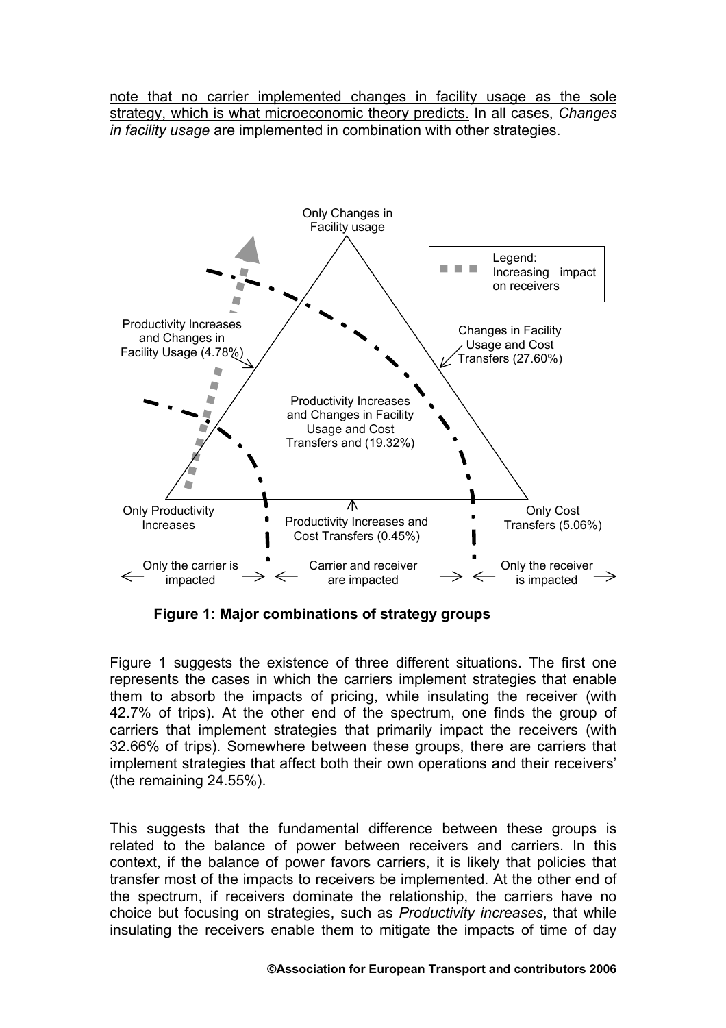note that no carrier implemented changes in facility usage as the sole strategy, which is what microeconomic theory predicts. In all cases, *Changes in facility usage* are implemented in combination with other strategies.

Only Changes in Facility usage

Legend: Increasing impact on receivers

Productivity Increases and Changes in Facility Usage (4.78%)

Changes in Facility Usage and Cost Transfers (27.60%)

Productivity Increases and Changes in Facility Usage and Cost Transfers and (19.32%)

Only Productivity Increases

Productivity Increases and Cost Transfers (0.45%)

Only Cost Transfers (5.06%)

Only the carrier is impacted

Carrier and receiver are impacted

Only the receiver is impacted

**Figure 1: Major combinations of strategy groups**

Figure 1 suggests the existence of three different situations. The first one represents the cases in which the carriers implement strategies that enable them to absorb the impacts of pricing, while insulating the receiver (with 42.7% of trips). At the other end of the spectrum, one finds the group of carriers that implement strategies that primarily impact the receivers (with 32.66% of trips). Somewhere between these groups, there are carriers that implement strategies that affect both their own operations and their receivers' (the remaining 24.55%).

This suggests that the fundamental difference between these groups is related to the balance of power between receivers and carriers. In this context, if the balance of power favors carriers, it is likely that policies that transfer most of the impacts to receivers be implemented. At the other end of the spectrum, if receivers dominate the relationship, the carriers have no choice but focusing on strategies, such as *Productivity increases*, that while insulating the receivers enable them to mitigate the impacts of time of day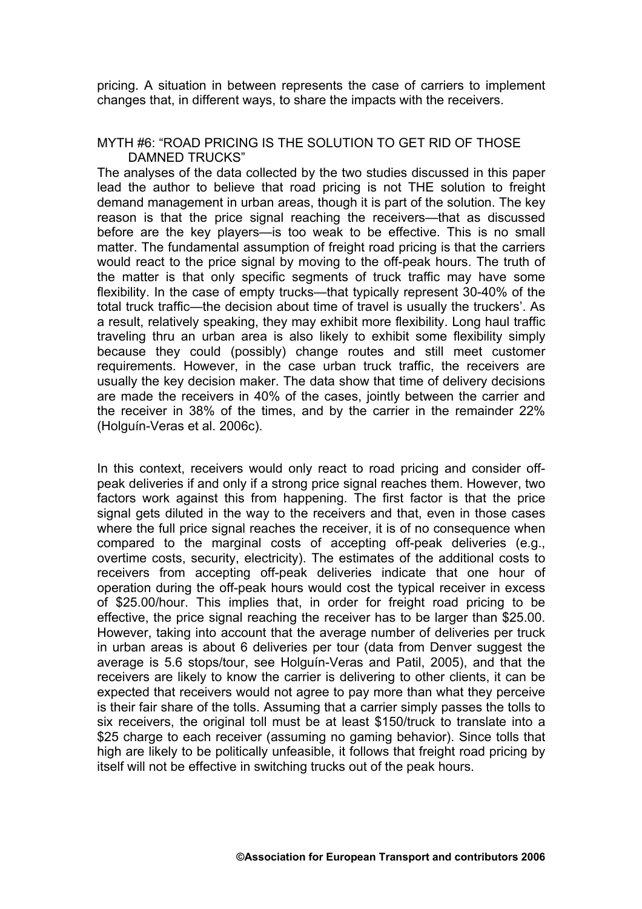pricing. A situation in between represents the case of carriers to implement changes that, in different ways, to share the impacts with the receivers.

## MYTH #6: "ROAD PRICING IS THE SOLUTION TO GET RID OF THOSE DAMNED TRUCKS"

The analyses of the data collected by the two studies discussed in this paper lead the author to believe that road pricing is not THE solution to freight demand management in urban areas, though it is part of the solution. The key reason is that the price signal reaching the receivers—that as discussed before are the key players—is too weak to be effective. This is no small matter. The fundamental assumption of freight road pricing is that the carriers would react to the price signal by moving to the off-peak hours. The truth of the matter is that only specific segments of truck traffic may have some flexibility. In the case of empty trucks—that typically represent 30-40% of the total truck traffic—the decision about time of travel is usually the truckers'. As a result, relatively speaking, they may exhibit more flexibility. Long haul traffic traveling thru an urban area is also likely to exhibit some flexibility simply because they could (possibly) change routes and still meet customer requirements. However, in the case urban truck traffic, the receivers are usually the key decision maker. The data show that time of delivery decisions are made the receivers in 40% of the cases, jointly between the carrier and the receiver in 38% of the times, and by the carrier in the remainder 22% (Holguín-Veras et al. 2006c).

In this context, receivers would only react to road pricing and consider off-peak deliveries if and only if a strong price signal reaches them. However, two factors work against this from happening. The first factor is that the price signal gets diluted in the way to the receivers and that, even in those cases where the full price signal reaches the receiver, it is of no consequence when compared to the marginal costs of accepting off-peak deliveries (e.g., overtime costs, security, electricity). The estimates of the additional costs to receivers from accepting off-peak deliveries indicate that one hour of operation during the off-peak hours would cost the typical receiver in excess of $25.00/hour. This implies that, in order for freight road pricing to be effective, the price signal reaching the receiver has to be larger than $25.00. However, taking into account that the average number of deliveries per truck in urban areas is about 6 deliveries per tour (data from Denver suggest the average is 5.6 stops/tour, see Holguín-Veras and Patil, 2005), and that the receivers are likely to know the carrier is delivering to other clients, it can be expected that receivers would not agree to pay more than what they perceive is their fair share of the tolls. Assuming that a carrier simply passes the tolls to six receivers, the original toll must be at least $150/truck to translate into a $25 charge to each receiver (assuming no gaming behavior). Since tolls that high are likely to be politically unfeasible, it follows that freight road pricing by itself will not be effective in switching trucks out of the peak hours.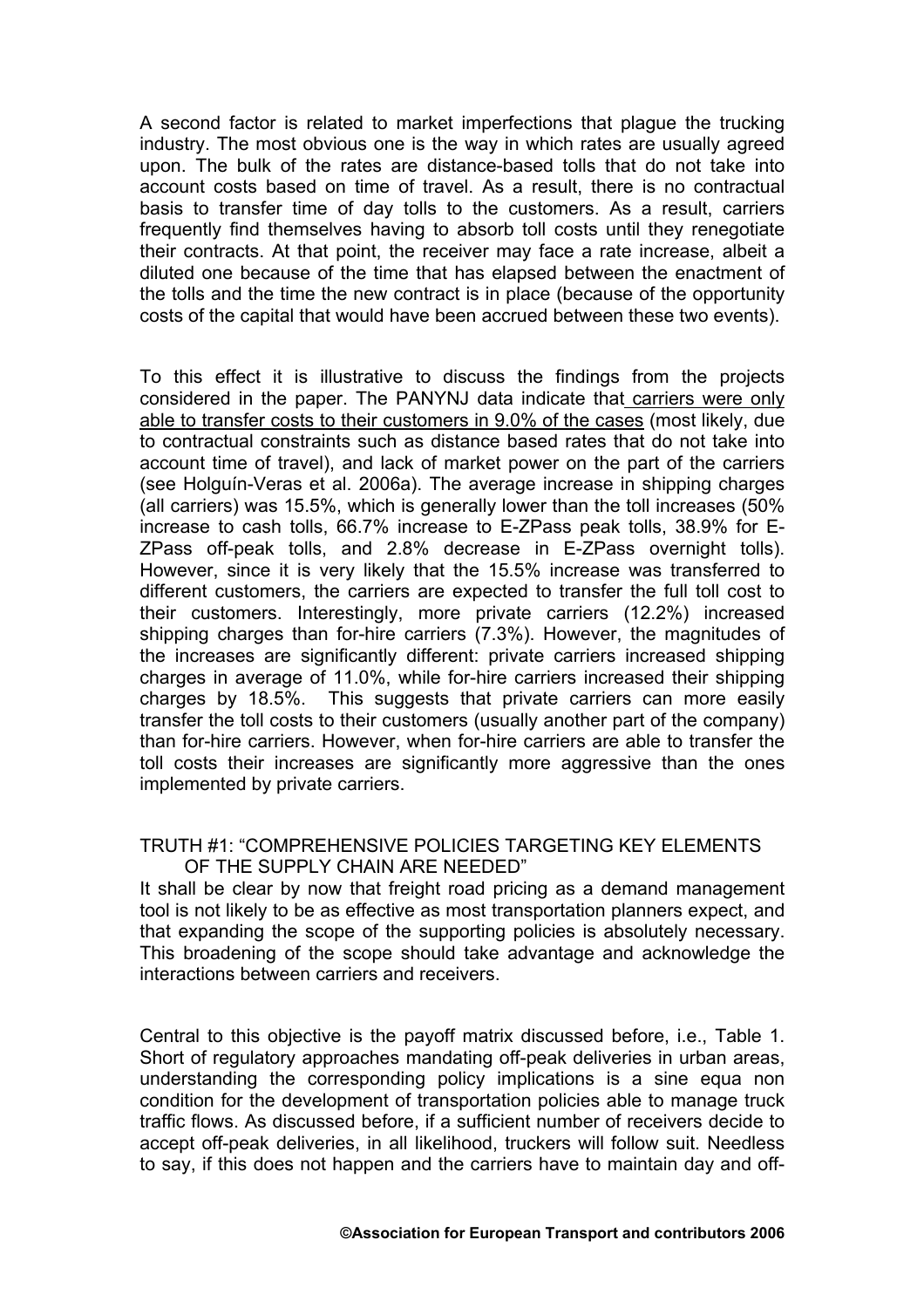A second factor is related to market imperfections that plague the trucking industry. The most obvious one is the way in which rates are usually agreed upon. The bulk of the rates are distance-based tolls that do not take into account costs based on time of travel. As a result, there is no contractual basis to transfer time of day tolls to the customers. As a result, carriers frequently find themselves having to absorb toll costs until they renegotiate their contracts. At that point, the receiver may face a rate increase, albeit a diluted one because of the time that has elapsed between the enactment of the tolls and the time the new contract is in place (because of the opportunity costs of the capital that would have been accrued between these two events).

To this effect it is illustrative to discuss the findings from the projects considered in the paper. The PANYNJ data indicate that carriers were only able to transfer costs to their customers in 9.0% of the cases (most likely, due to contractual constraints such as distance based rates that do not take into account time of travel), and lack of market power on the part of the carriers (see Holguín-Veras et al. 2006a). The average increase in shipping charges (all carriers) was 15.5%, which is generally lower than the toll increases (50% increase to cash tolls, 66.7% increase to E-ZPass peak tolls, 38.9% for E-ZPass off-peak tolls, and 2.8% decrease in E-ZPass overnight tolls). However, since it is very likely that the 15.5% increase was transferred to different customers, the carriers are expected to transfer the full toll cost to their customers. Interestingly, more private carriers (12.2%) increased shipping charges than for-hire carriers (7.3%). However, the magnitudes of the increases are significantly different: private carriers increased shipping charges in average of 11.0%, while for-hire carriers increased their shipping charges by 18.5%. This suggests that private carriers can more easily transfer the toll costs to their customers (usually another part of the company) than for-hire carriers. However, when for-hire carriers are able to transfer the toll costs their increases are significantly more aggressive than the ones implemented by private carriers.

## TRUTH #1: "COMPREHENSIVE POLICIES TARGETING KEY ELEMENTS OF THE SUPPLY CHAIN ARE NEEDED"

It shall be clear by now that freight road pricing as a demand management tool is not likely to be as effective as most transportation planners expect, and that expanding the scope of the supporting policies is absolutely necessary. This broadening of the scope should take advantage and acknowledge the interactions between carriers and receivers.

Central to this objective is the payoff matrix discussed before, i.e., Table 1. Short of regulatory approaches mandating off-peak deliveries in urban areas, understanding the corresponding policy implications is a sine equa non condition for the development of transportation policies able to manage truck traffic flows. As discussed before, if a sufficient number of receivers decide to accept off-peak deliveries, in all likelihood, truckers will follow suit. Needless to say, if this does not happen and the carriers have to maintain day and off-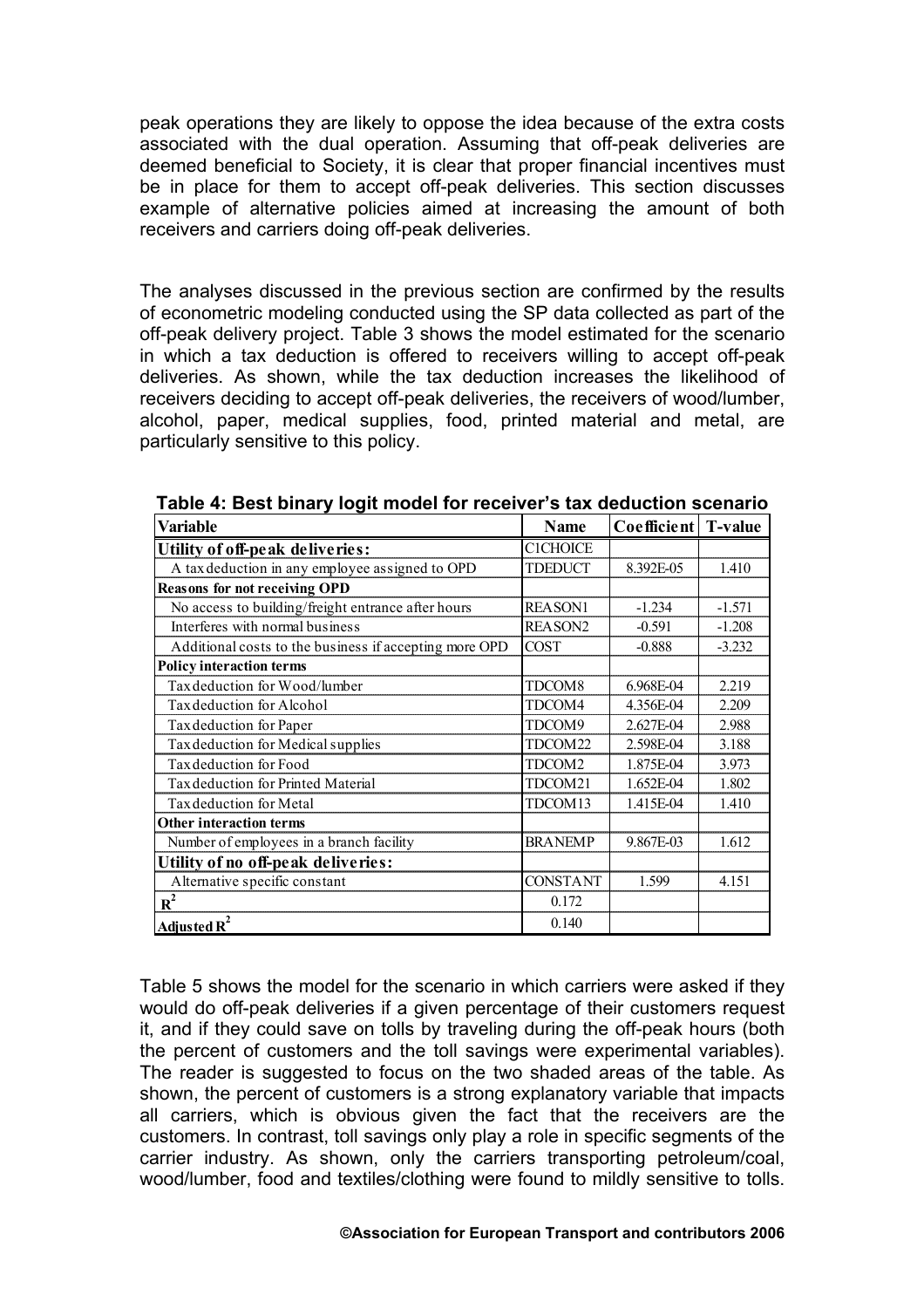peak operations they are likely to oppose the idea because of the extra costs associated with the dual operation. Assuming that off-peak deliveries are deemed beneficial to Society, it is clear that proper financial incentives must be in place for them to accept off-peak deliveries. This section discusses example of alternative policies aimed at increasing the amount of both receivers and carriers doing off-peak deliveries.

The analyses discussed in the previous section are confirmed by the results of econometric modeling conducted using the SP data collected as part of the off-peak delivery project. Table 3 shows the model estimated for the scenario in which a tax deduction is offered to receivers willing to accept off-peak deliveries. As shown, while the tax deduction increases the likelihood of receivers deciding to accept off-peak deliveries, the receivers of wood/lumber, alcohol, paper, medical supplies, food, printed material and metal, are particularly sensitive to this policy.

**Table 4: Best binary logit model for receiver's tax deduction scenario**

| Variable | Name | Coefficient | T-value |
|---|---|---|---|
| **Utility of off-peak deliveries:** | C1CHOICE | | |
| A tax deduction in any employee assigned to OPD | TDEDUCT | 8.392E-05 | 1.410 |
| **Reasons for not receiving OPD** | | | |
| No access to building/freight entrance after hours | REASON1 | -1.234 | -1.571 |
| Interferes with normal business | REASON2 | -0.591 | -1.208 |
| Additional costs to the business if accepting more OPD | COST | -0.888 | -3.232 |
| **Policy interaction terms** | | | |
| Tax deduction for Wood/lumber | TDCOM8 | 6.968E-04 | 2.219 |
| Tax deduction for Alcohol | TDCOM4 | 4.356E-04 | 2.209 |
| Tax deduction for Paper | TDCOM9 | 2.627E-04 | 2.988 |
| Tax deduction for Medical supplies | TDCOM22 | 2.598E-04 | 3.188 |
| Tax deduction for Food | TDCOM2 | 1.875E-04 | 3.973 |
| Tax deduction for Printed Material | TDCOM21 | 1.652E-04 | 1.802 |
| Tax deduction for Metal | TDCOM13 | 1.415E-04 | 1.410 |
| **Other interaction terms** | | | |
| Number of employees in a branch facility | BRANEMP | 9.867E-03 | 1.612 |
| **Utility of no off-peak deliveries:** | | | |
| Alternative specific constant | CONSTANT | 1.599 | 4.151 |
| $R^2$ | 0.172 | | |
| Adjusted $R^2$ | 0.140 | | |

Table 5 shows the model for the scenario in which carriers were asked if they would do off-peak deliveries if a given percentage of their customers request it, and if they could save on tolls by traveling during the off-peak hours (both the percent of customers and the toll savings were experimental variables). The reader is suggested to focus on the two shaded areas of the table. As shown, the percent of customers is a strong explanatory variable that impacts all carriers, which is obvious given the fact that the receivers are the customers. In contrast, toll savings only play a role in specific segments of the carrier industry. As shown, only the carriers transporting petroleum/coal, wood/lumber, food and textiles/clothing were found to mildly sensitive to tolls.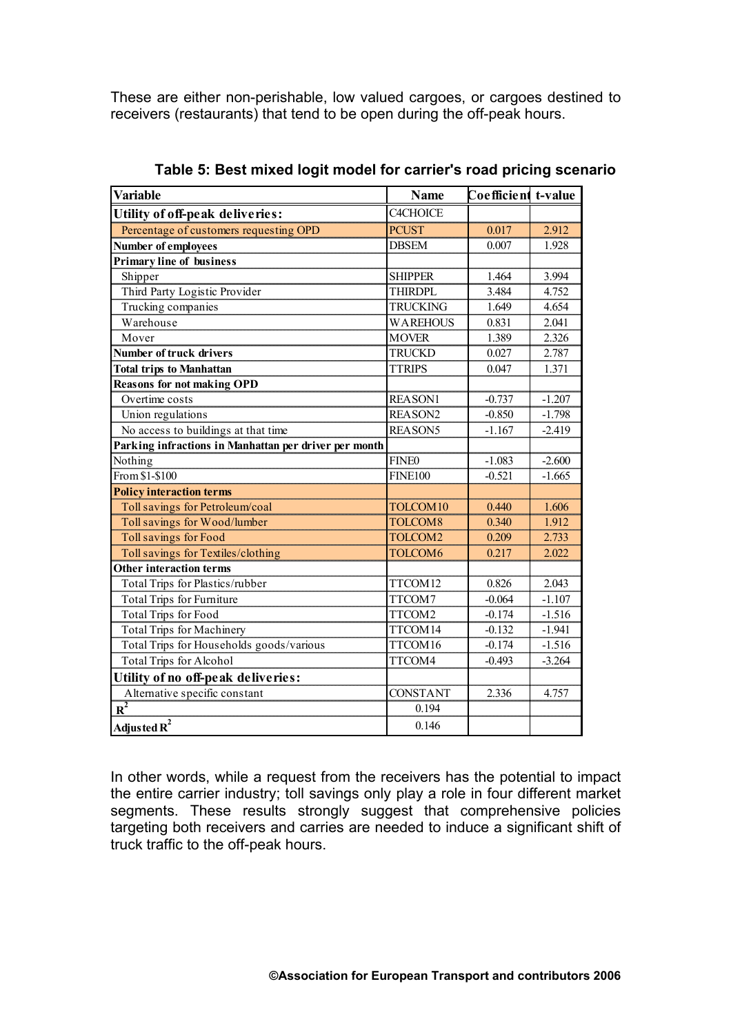These are either non-perishable, low valued cargoes, or cargoes destined to receivers (restaurants) that tend to be open during the off-peak hours.

**Table 5: Best mixed logit model for carrier's road pricing scenario**

| Variable | Name | Coefficient | t-value |
|---|---|---|---|
| **Utility of off-peak deliveries:** | C4CHOICE | | |
| Percentage of customers requesting OPD | PCUST | 0.017 | 2.912 |
| **Number of employees** | DBSEM | 0.007 | 1.928 |
| **Primary line of business** | | | |
| Shipper | SHIPPER | 1.464 | 3.994 |
| Third Party Logistic Provider | THIRDPL | 3.484 | 4.752 |
| Trucking companies | TRUCKING | 1.649 | 4.654 |
| Warehouse | WAREHOUS | 0.831 | 2.041 |
| Mover | MOVER | 1.389 | 2.326 |
| **Number of truck drivers** | TRUCKD | 0.027 | 2.787 |
| **Total trips to Manhattan** | TTRIPS | 0.047 | 1.371 |
| **Reasons for not making OPD** | | | |
| Overtime costs | REASON1 | -0.737 | -1.207 |
| Union regulations | REASON2 | -0.850 | -1.798 |
| No access to buildings at that time | REASON5 | -1.167 | -2.419 |
| **Parking infractions in Manhattan per driver per month** | | | |
| Nothing | FINE0 | -1.083 | -2.600 |
| From $1-$100 | FINE100 | -0.521 | -1.665 |
| **Policy interaction terms** | | | |
| Toll savings for Petroleum/coal | TOLCOM10 | 0.440 | 1.606 |
| Toll savings for Wood/lumber | TOLCOM8 | 0.340 | 1.912 |
| Toll savings for Food | TOLCOM2 | 0.209 | 2.733 |
| Toll savings for Textiles/clothing | TOLCOM6 | 0.217 | 2.022 |
| **Other interaction terms** | | | |
| Total Trips for Plastics/rubber | TTCOM12 | 0.826 | 2.043 |
| Total Trips for Furniture | TTCOM7 | -0.064 | -1.107 |
| Total Trips for Food | TTCOM2 | -0.174 | -1.516 |
| Total Trips for Machinery | TTCOM14 | -0.132 | -1.941 |
| Total Trips for Households goods/various | TTCOM16 | -0.174 | -1.516 |
| Total Trips for Alcohol | TTCOM4 | -0.493 | -3.264 |
| **Utility of no off-peak deliveries:** | | | |
| Alternative specific constant | CONSTANT | 2.336 | 4.757 |
| $R^2$ | 0.194 | | |
| Adjusted $R^2$ | 0.146 | | |

In other words, while a request from the receivers has the potential to impact the entire carrier industry; toll savings only play a role in four different market segments. These results strongly suggest that comprehensive policies targeting both receivers and carries are needed to induce a significant shift of truck traffic to the off-peak hours.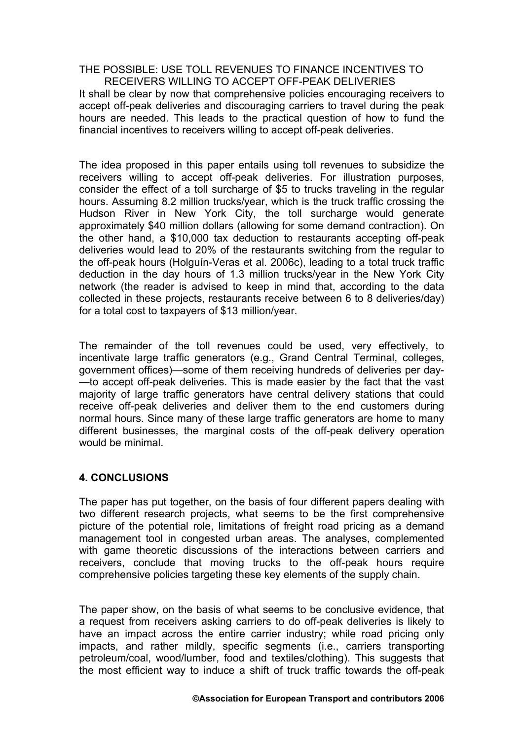THE POSSIBLE: USE TOLL REVENUES TO FINANCE INCENTIVES TO RECEIVERS WILLING TO ACCEPT OFF-PEAK DELIVERIES

It shall be clear by now that comprehensive policies encouraging receivers to accept off-peak deliveries and discouraging carriers to travel during the peak hours are needed. This leads to the practical question of how to fund the financial incentives to receivers willing to accept off-peak deliveries.

The idea proposed in this paper entails using toll revenues to subsidize the receivers willing to accept off-peak deliveries. For illustration purposes, consider the effect of a toll surcharge of $5 to trucks traveling in the regular hours. Assuming 8.2 million trucks/year, which is the truck traffic crossing the Hudson River in New York City, the toll surcharge would generate approximately $40 million dollars (allowing for some demand contraction). On the other hand, a $10,000 tax deduction to restaurants accepting off-peak deliveries would lead to 20% of the restaurants switching from the regular to the off-peak hours (Holguín-Veras et al. 2006c), leading to a total truck traffic deduction in the day hours of 1.3 million trucks/year in the New York City network (the reader is advised to keep in mind that, according to the data collected in these projects, restaurants receive between 6 to 8 deliveries/day) for a total cost to taxpayers of $13 million/year.

The remainder of the toll revenues could be used, very effectively, to incentivate large traffic generators (e.g., Grand Central Terminal, colleges, government offices)—some of them receiving hundreds of deliveries per day-—to accept off-peak deliveries. This is made easier by the fact that the vast majority of large traffic generators have central delivery stations that could receive off-peak deliveries and deliver them to the end customers during normal hours. Since many of these large traffic generators are home to many different businesses, the marginal costs of the off-peak delivery operation would be minimal.

## 4. CONCLUSIONS

The paper has put together, on the basis of four different papers dealing with two different research projects, what seems to be the first comprehensive picture of the potential role, limitations of freight road pricing as a demand management tool in congested urban areas. The analyses, complemented with game theoretic discussions of the interactions between carriers and receivers, conclude that moving trucks to the off-peak hours require comprehensive policies targeting these key elements of the supply chain.

The paper show, on the basis of what seems to be conclusive evidence, that a request from receivers asking carriers to do off-peak deliveries is likely to have an impact across the entire carrier industry; while road pricing only impacts, and rather mildly, specific segments (i.e., carriers transporting petroleum/coal, wood/lumber, food and textiles/clothing). This suggests that the most efficient way to induce a shift of truck traffic towards the off-peak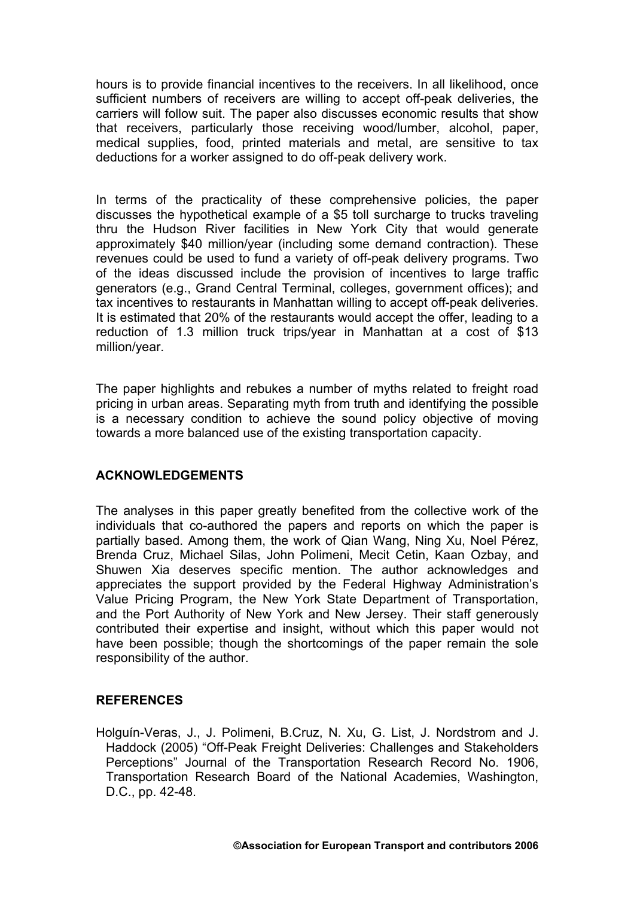hours is to provide financial incentives to the receivers. In all likelihood, once sufficient numbers of receivers are willing to accept off-peak deliveries, the carriers will follow suit. The paper also discusses economic results that show that receivers, particularly those receiving wood/lumber, alcohol, paper, medical supplies, food, printed materials and metal, are sensitive to tax deductions for a worker assigned to do off-peak delivery work.

In terms of the practicality of these comprehensive policies, the paper discusses the hypothetical example of a $5 toll surcharge to trucks traveling thru the Hudson River facilities in New York City that would generate approximately $40 million/year (including some demand contraction). These revenues could be used to fund a variety of off-peak delivery programs. Two of the ideas discussed include the provision of incentives to large traffic generators (e.g., Grand Central Terminal, colleges, government offices); and tax incentives to restaurants in Manhattan willing to accept off-peak deliveries. It is estimated that 20% of the restaurants would accept the offer, leading to a reduction of 1.3 million truck trips/year in Manhattan at a cost of $13 million/year.

The paper highlights and rebukes a number of myths related to freight road pricing in urban areas. Separating myth from truth and identifying the possible is a necessary condition to achieve the sound policy objective of moving towards a more balanced use of the existing transportation capacity.

## ACKNOWLEDGEMENTS

The analyses in this paper greatly benefited from the collective work of the individuals that co-authored the papers and reports on which the paper is partially based. Among them, the work of Qian Wang, Ning Xu, Noel Pérez, Brenda Cruz, Michael Silas, John Polimeni, Mecit Cetin, Kaan Ozbay, and Shuwen Xia deserves specific mention. The author acknowledges and appreciates the support provided by the Federal Highway Administration's Value Pricing Program, the New York State Department of Transportation, and the Port Authority of New York and New Jersey. Their staff generously contributed their expertise and insight, without which this paper would not have been possible; though the shortcomings of the paper remain the sole responsibility of the author.

## REFERENCES

Holguín-Veras, J., J. Polimeni, B.Cruz, N. Xu, G. List, J. Nordstrom and J. Haddock (2005) "Off-Peak Freight Deliveries: Challenges and Stakeholders Perceptions" Journal of the Transportation Research Record No. 1906, Transportation Research Board of the National Academies, Washington, D.C., pp. 42-48.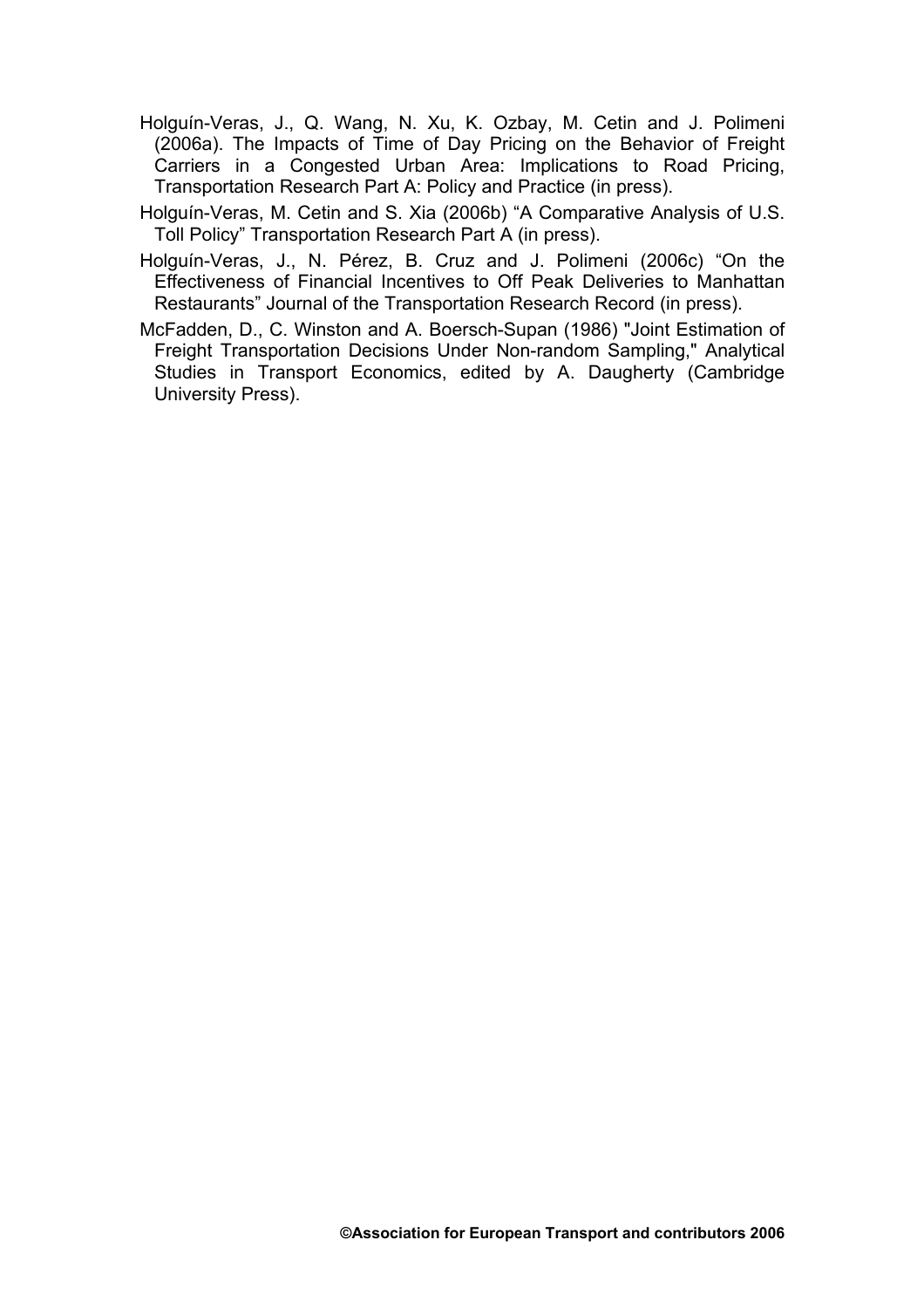Holguín-Veras, J., Q. Wang, N. Xu, K. Ozbay, M. Cetin and J. Polimeni (2006a). The Impacts of Time of Day Pricing on the Behavior of Freight Carriers in a Congested Urban Area: Implications to Road Pricing, Transportation Research Part A: Policy and Practice (in press).

Holguín-Veras, M. Cetin and S. Xia (2006b) “A Comparative Analysis of U.S. Toll Policy” Transportation Research Part A (in press).

Holguín-Veras, J., N. Pérez, B. Cruz and J. Polimeni (2006c) “On the Effectiveness of Financial Incentives to Off Peak Deliveries to Manhattan Restaurants” Journal of the Transportation Research Record (in press).

McFadden, D., C. Winston and A. Boersch-Supan (1986) "Joint Estimation of Freight Transportation Decisions Under Non-random Sampling," Analytical Studies in Transport Economics, edited by A. Daugherty (Cambridge University Press).